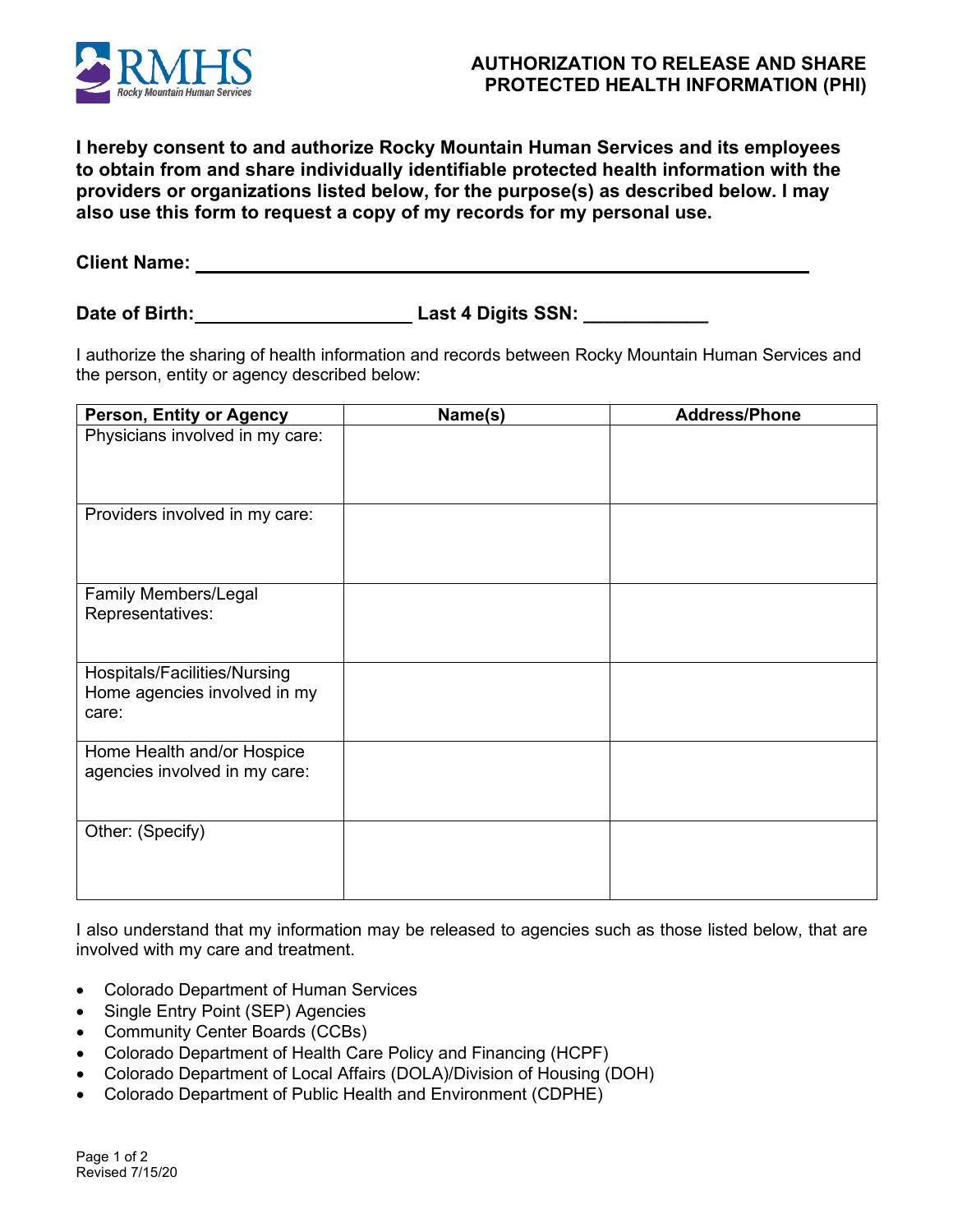RMHS Rocky Mountain Human Services

# AUTHORIZATION TO RELEASE AND SHARE PROTECTED HEALTH INFORMATION (PHI)

**I hereby consent to and authorize Rocky Mountain Human Services and its employees to obtain from and share individually identifiable protected health information with the providers or organizations listed below, for the purpose(s) as described below. I may also use this form to request a copy of my records for my personal use.**

**Client Name:** ______________________________________________

**Date of Birth:** ____________________ **Last 4 Digits SSN:** ___________

I authorize the sharing of health information and records between Rocky Mountain Human Services and the person, entity or agency described below:

| Person, Entity or Agency | Name(s) | Address/Phone |
|---|---|---|
| Physicians involved in my care: | | |
| Providers involved in my care: | | |
| Family Members/Legal Representatives: | | |
| Hospitals/Facilities/Nursing Home agencies involved in my care: | | |
| Home Health and/or Hospice agencies involved in my care: | | |
| Other: (Specify) | | |

I also understand that my information may be released to agencies such as those listed below, that are involved with my care and treatment.

- Colorado Department of Human Services
- Single Entry Point (SEP) Agencies
- Community Center Boards (CCBs)
- Colorado Department of Health Care Policy and Financing (HCPF)
- Colorado Department of Local Affairs (DOLA)/Division of Housing (DOH)
- Colorado Department of Public Health and Environment (CDPHE)

Revised 7/15/20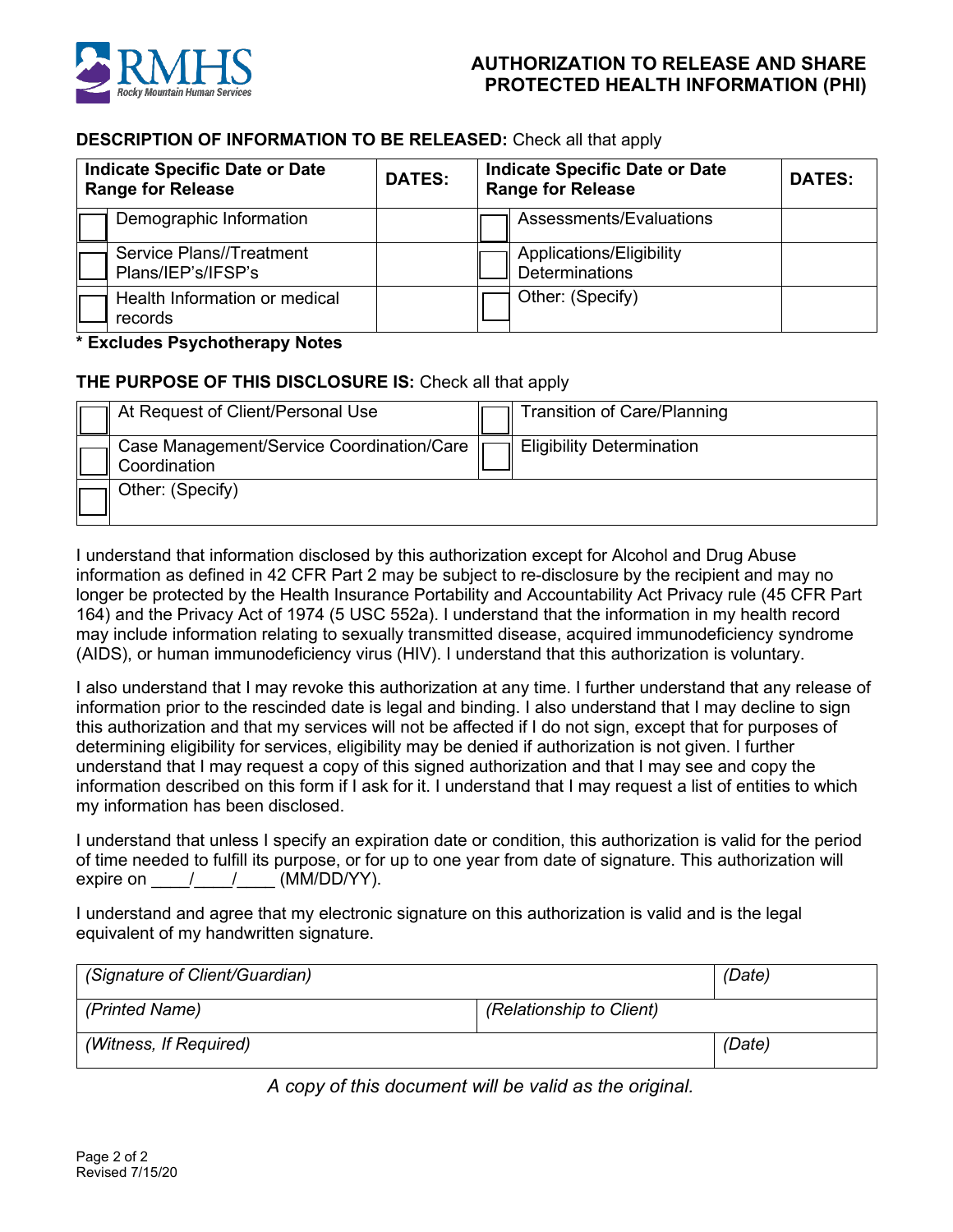# AUTHORIZATION TO RELEASE AND SHARE PROTECTED HEALTH INFORMATION (PHI)

**DESCRIPTION OF INFORMATION TO BE RELEASED:** Check all that apply

| | **Indicate Specific Date or Date Range for Release** | **DATES:** | | **Indicate Specific Date or Date Range for Release** | **DATES:** |
|---|---|---|---|---|---|
| ☐ | Demographic Information | | ☐ | Assessments/Evaluations | |
| ☐ | Service Plans//Treatment Plans/IEP's/IFSP's | | ☐ | Applications/Eligibility Determinations | |
| ☐ | Health Information or medical records | | ☐ | Other: (Specify) | |

**\* Excludes Psychotherapy Notes**

**THE PURPOSE OF THIS DISCLOSURE IS:** Check all that apply

| | | | |
|---|---|---|---|
| ☐ | At Request of Client/Personal Use | ☐ | Transition of Care/Planning |
| ☐ | Case Management/Service Coordination/Care Coordination | ☐ | Eligibility Determination |
| ☐ | Other: (Specify) | | |

I understand that information disclosed by this authorization except for Alcohol and Drug Abuse information as defined in 42 CFR Part 2 may be subject to re-disclosure by the recipient and may no longer be protected by the Health Insurance Portability and Accountability Act Privacy rule (45 CFR Part 164) and the Privacy Act of 1974 (5 USC 552a). I understand that the information in my health record may include information relating to sexually transmitted disease, acquired immunodeficiency syndrome (AIDS), or human immunodeficiency virus (HIV). I understand that this authorization is voluntary.

I also understand that I may revoke this authorization at any time. I further understand that any release of information prior to the rescinded date is legal and binding. I also understand that I may decline to sign this authorization and that my services will not be affected if I do not sign, except that for purposes of determining eligibility for services, eligibility may be denied if authorization is not given. I further understand that I may request a copy of this signed authorization and that I may see and copy the information described on this form if I ask for it. I understand that I may request a list of entities to which my information has been disclosed.

I understand that unless I specify an expiration date or condition, this authorization is valid for the period of time needed to fulfill its purpose, or for up to one year from date of signature. This authorization will expire on ____/____/____ (MM/DD/YY).

I understand and agree that my electronic signature on this authorization is valid and is the legal equivalent of my handwritten signature.

| | | |
|---|---|---|
| *(Signature of Client/Guardian)* | | *(Date)* |
| *(Printed Name)* | *(Relationship to Client)* | |
| *(Witness, If Required)* | | *(Date)* |

*A copy of this document will be valid as the original.*

Revised 7/15/20